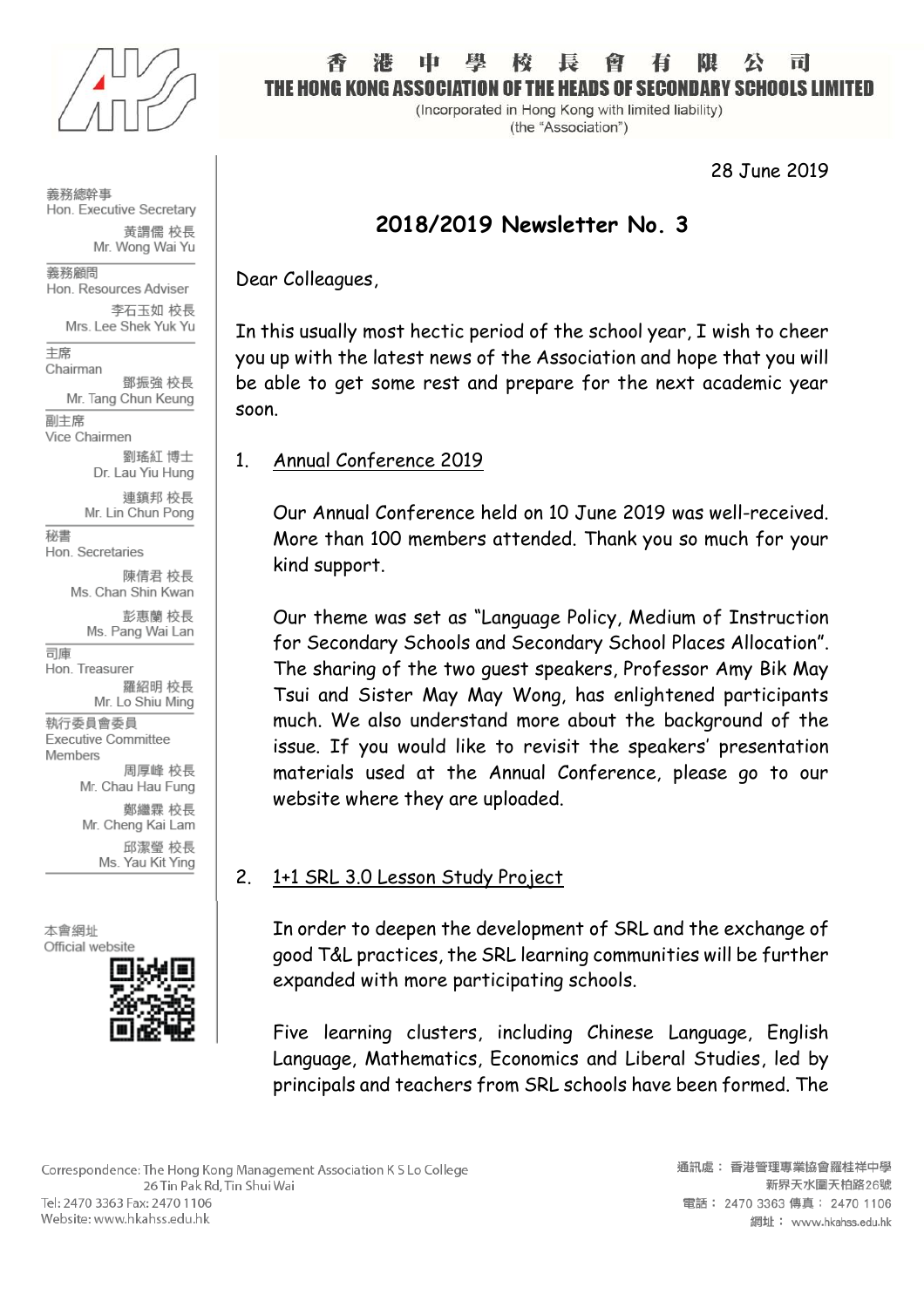# 香港中學校長會有限公司
# THE HONG KONG ASSOCIATION OF THE HEADS OF SECONDARY SCHOOLS LIMITED

(Incorporated in Hong Kong with limited liability)
(the "Association")

義務總幹事
Hon. Executive Secretary
黃謂儒 校長
Mr. Wong Wai Yu

義務顧問
Hon. Resources Adviser
李石玉如 校長
Mrs. Lee Shek Yuk Yu

主席
Chairman
鄧振強 校長
Mr. Tang Chun Keung

副主席
Vice Chairmen
劉瑤紅 博士
Dr. Lau Yiu Hung
連鎮邦 校長
Mr. Lin Chun Pong

秘書
Hon. Secretaries
陳倩君 校長
Ms. Chan Shin Kwan
彭惠蘭 校長
Ms. Pang Wai Lan

司庫
Hon. Treasurer
羅紹明 校長
Mr. Lo Shiu Ming

執行委員會委員
Executive Committee Members
周厚峰 校長
Mr. Chau Hau Fung
鄭繼霖 校長
Mr. Cheng Kai Lam
邱潔瑩 校長
Ms. Yau Kit Ying

本會網址
Official website

28 June 2019

## 2018/2019 Newsletter No. 3

Dear Colleagues,

In this usually most hectic period of the school year, I wish to cheer you up with the latest news of the Association and hope that you will be able to get some rest and prepare for the next academic year soon.

1. Annual Conference 2019

   Our Annual Conference held on 10 June 2019 was well-received. More than 100 members attended. Thank you so much for your kind support.

   Our theme was set as "Language Policy, Medium of Instruction for Secondary Schools and Secondary School Places Allocation". The sharing of the two guest speakers, Professor Amy Bik May Tsui and Sister May May Wong, has enlightened participants much. We also understand more about the background of the issue. If you would like to revisit the speakers' presentation materials used at the Annual Conference, please go to our website where they are uploaded.

2. 1+1 SRL 3.0 Lesson Study Project

   In order to deepen the development of SRL and the exchange of good T&L practices, the SRL learning communities will be further expanded with more participating schools.

   Five learning clusters, including Chinese Language, English Language, Mathematics, Economics and Liberal Studies, led by principals and teachers from SRL schools have been formed. The

Correspondence: The Hong Kong Management Association K S Lo College
26 Tin Pak Rd, Tin Shui Wai
Tel: 2470 3363 Fax: 2470 1106
Website: www.hkahss.edu.hk

通訊處： 香港管理專業協會羅桂祥中學
新界天水圍天柏路26號
電話： 2470 3363 傳真： 2470 1106
網址： www.hkahss.edu.hk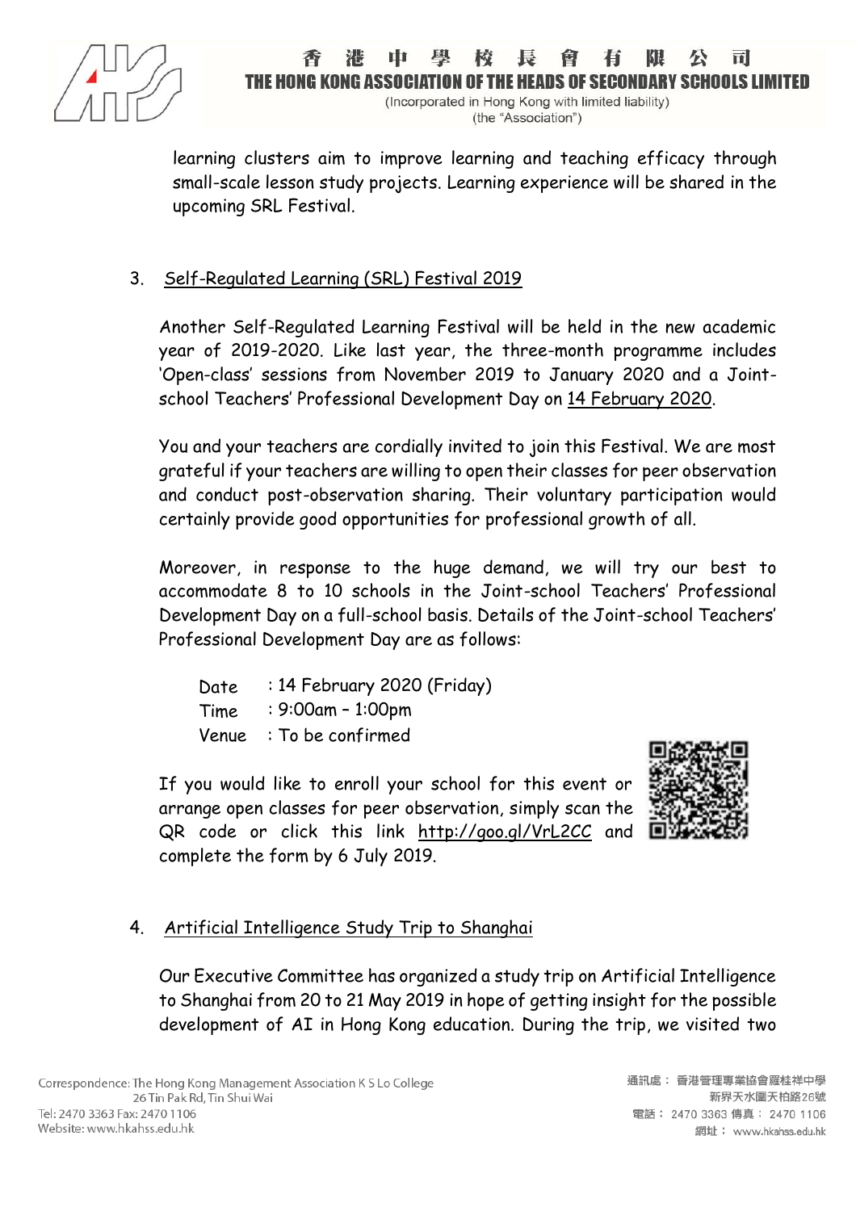learning clusters aim to improve learning and teaching efficacy through small-scale lesson study projects. Learning experience will be shared in the upcoming SRL Festival.

## 3. Self-Regulated Learning (SRL) Festival 2019

Another Self-Regulated Learning Festival will be held in the new academic year of 2019-2020. Like last year, the three-month programme includes 'Open-class' sessions from November 2019 to January 2020 and a Joint-school Teachers' Professional Development Day on 14 February 2020.

You and your teachers are cordially invited to join this Festival. We are most grateful if your teachers are willing to open their classes for peer observation and conduct post-observation sharing. Their voluntary participation would certainly provide good opportunities for professional growth of all.

Moreover, in response to the huge demand, we will try our best to accommodate 8 to 10 schools in the Joint-school Teachers' Professional Development Day on a full-school basis. Details of the Joint-school Teachers' Professional Development Day are as follows:

Date : 14 February 2020 (Friday)
Time : 9:00am – 1:00pm
Venue : To be confirmed

If you would like to enroll your school for this event or arrange open classes for peer observation, simply scan the QR code or click this link http://goo.gl/VrL2CC and complete the form by 6 July 2019.

## 4. Artificial Intelligence Study Trip to Shanghai

Our Executive Committee has organized a study trip on Artificial Intelligence to Shanghai from 20 to 21 May 2019 in hope of getting insight for the possible development of AI in Hong Kong education. During the trip, we visited two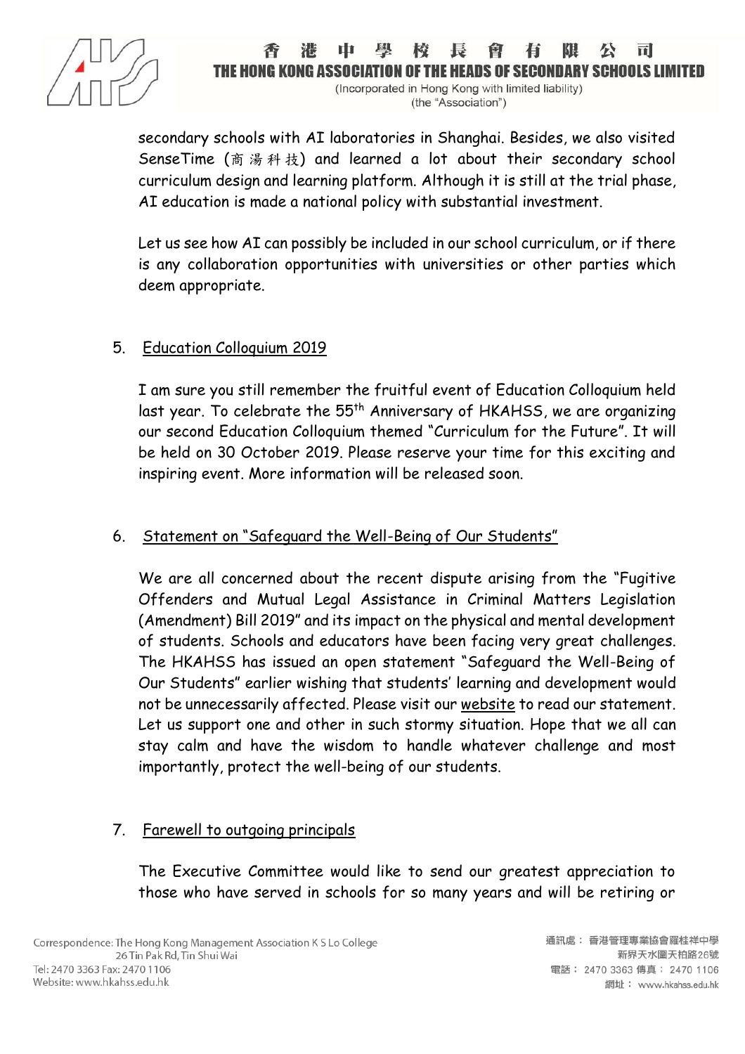secondary schools with AI laboratories in Shanghai. Besides, we also visited SenseTime (商湯科技) and learned a lot about their secondary school curriculum design and learning platform. Although it is still at the trial phase, AI education is made a national policy with substantial investment.

Let us see how AI can possibly be included in our school curriculum, or if there is any collaboration opportunities with universities or other parties which deem appropriate.

5. Education Colloquium 2019

I am sure you still remember the fruitful event of Education Colloquium held last year. To celebrate the 55th Anniversary of HKAHSS, we are organizing our second Education Colloquium themed "Curriculum for the Future". It will be held on 30 October 2019. Please reserve your time for this exciting and inspiring event. More information will be released soon.

6. Statement on "Safeguard the Well-Being of Our Students"

We are all concerned about the recent dispute arising from the "Fugitive Offenders and Mutual Legal Assistance in Criminal Matters Legislation (Amendment) Bill 2019" and its impact on the physical and mental development of students. Schools and educators have been facing very great challenges. The HKAHSS has issued an open statement "Safeguard the Well-Being of Our Students" earlier wishing that students' learning and development would not be unnecessarily affected. Please visit our website to read our statement. Let us support one and other in such stormy situation. Hope that we all can stay calm and have the wisdom to handle whatever challenge and most importantly, protect the well-being of our students.

7. Farewell to outgoing principals

The Executive Committee would like to send our greatest appreciation to those who have served in schools for so many years and will be retiring or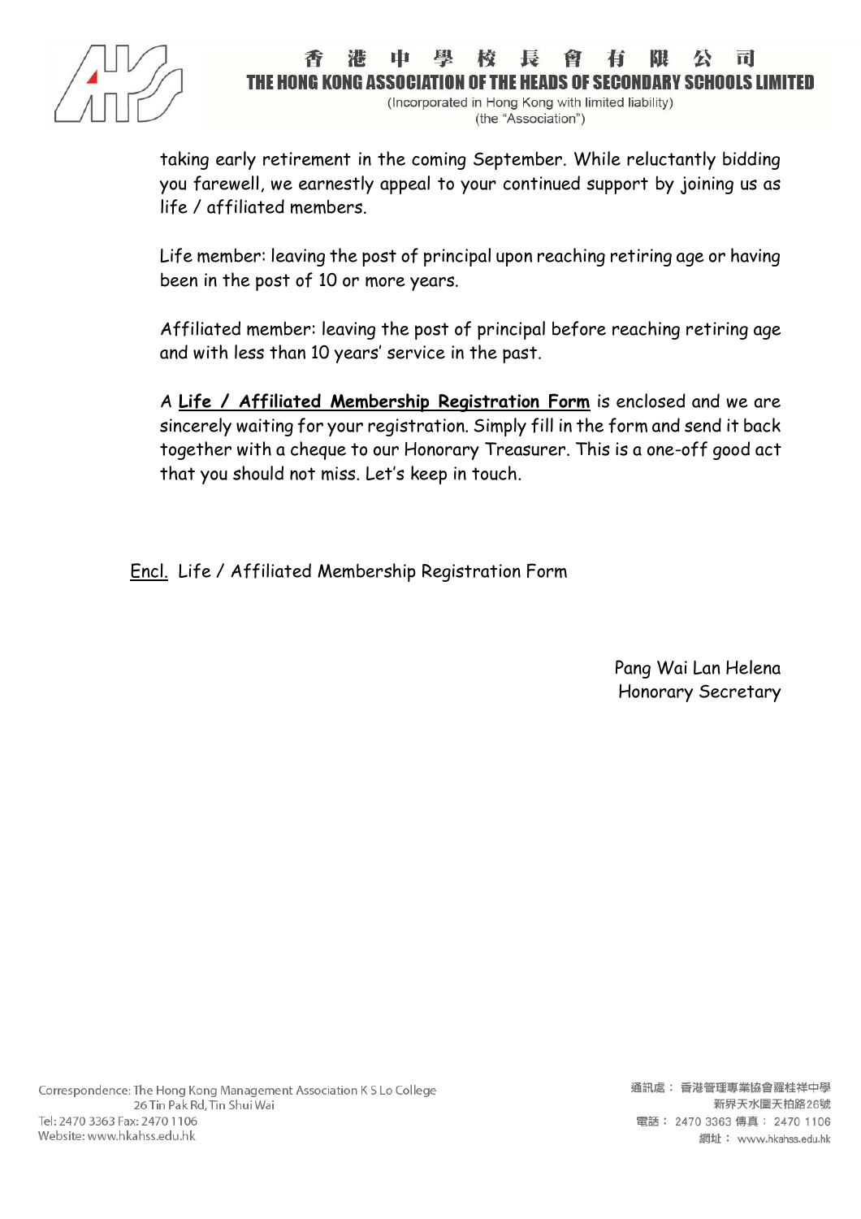taking early retirement in the coming September. While reluctantly bidding you farewell, we earnestly appeal to your continued support by joining us as life / affiliated members.

Life member: leaving the post of principal upon reaching retiring age or having been in the post of 10 or more years.

Affiliated member: leaving the post of principal before reaching retiring age and with less than 10 years' service in the past.

A **Life / Affiliated Membership Registration Form** is enclosed and we are sincerely waiting for your registration. Simply fill in the form and send it back together with a cheque to our Honorary Treasurer. This is a one-off good act that you should not miss. Let's keep in touch.

Encl. Life / Affiliated Membership Registration Form

Pang Wai Lan Helena
Honorary Secretary